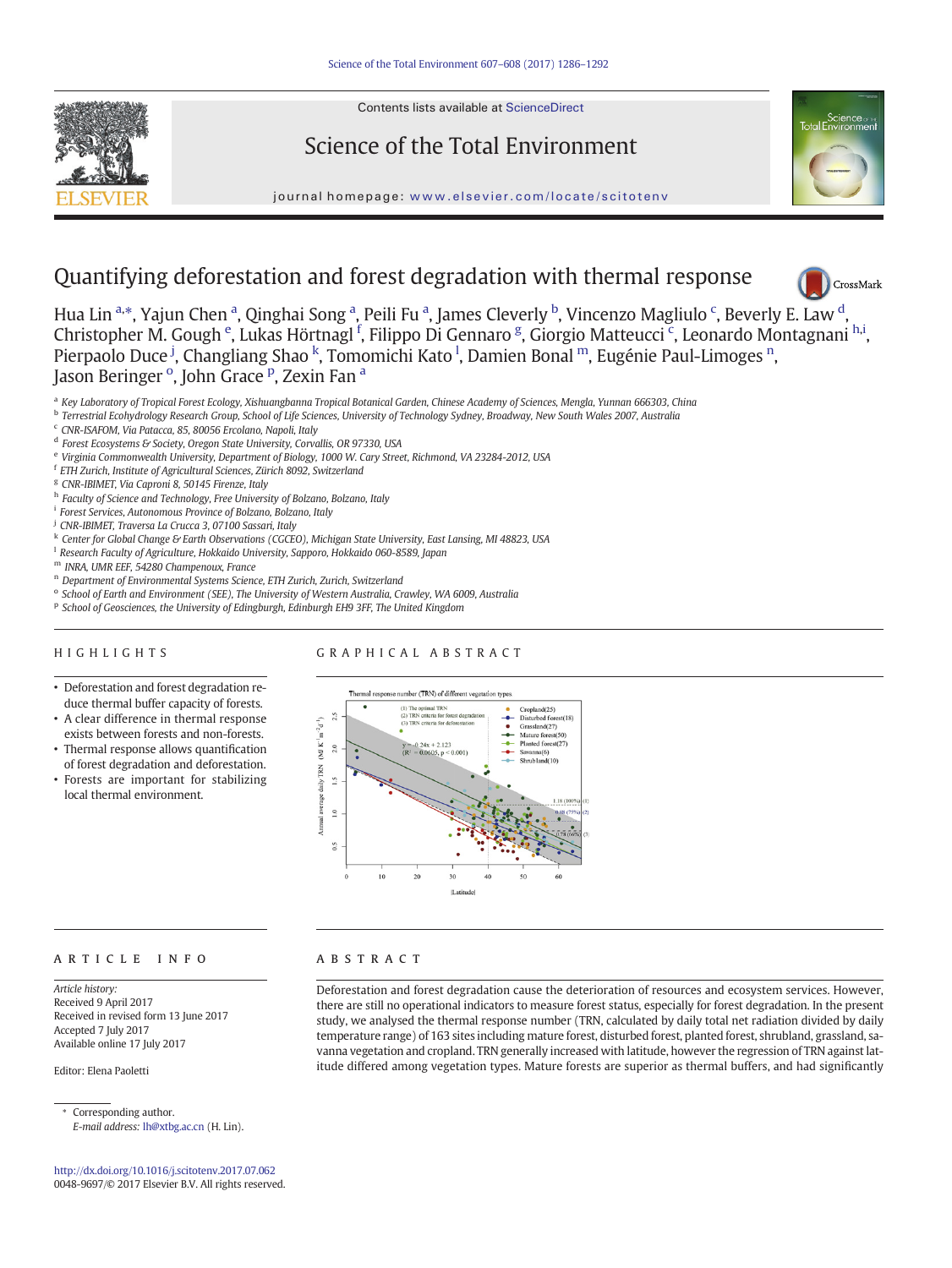# Quantifying deforestation and forest degradation with thermal response

Hua Lin [a,*], Yajun Chen [a], Qinghai Song [a], Peili Fu [a], James Cleverly [b], Vincenzo Magliulo [c], Beverly E. Law [d], Christopher M. Gough [e], Lukas Hörtnagl [f], Filippo Di Gennaro [g], Giorgio Matteucci [c], Leonardo Montagnani [h,i], Pierpaolo Duce [j], Changliang Shao [k], Tomomichi Kato [l], Damien Bonal [m], Eugénie Paul-Limoges [n], Jason Beringer [o], John Grace [p], Zexin Fan [a]

[a] Key Laboratory of Tropical Forest Ecology, Xishuangbanna Tropical Botanical Garden, Chinese Academy of Sciences, Mengla, Yunnan 666303, China
[b] Terrestrial Ecohydrology Research Group, School of Life Sciences, University of Technology Sydney, Broadway, New South Wales 2007, Australia
[c] CNR-ISAFOM, Via Patacca, 85, 80056 Ercolano, Napoli, Italy
[d] Forest Ecosystems & Society, Oregon State University, Corvallis, OR 97330, USA
[e] Virginia Commonwealth University, Department of Biology, 1000 W. Cary Street, Richmond, VA 23284-2012, USA
[f] ETH Zurich, Institute of Agricultural Sciences, Zürich 8092, Switzerland
[g] CNR-IBIMET, Via Caproni 8, 50145 Firenze, Italy
[h] Faculty of Science and Technology, Free University of Bolzano, Bolzano, Italy
[i] Forest Services, Autonomous Province of Bolzano, Bolzano, Italy
[j] CNR-IBIMET, Traversa La Crucca 3, 07100 Sassari, Italy
[k] Center for Global Change & Earth Observations (CGCEO), Michigan State University, East Lansing, MI 48823, USA
[l] Research Faculty of Agriculture, Hokkaido University, Sapporo, Hokkaido 060-8589, Japan
[m] INRA, UMR EEF, 54280 Champenoux, France
[n] Department of Environmental Systems Science, ETH Zurich, Zurich, Switzerland
[o] School of Earth and Environment (SEE), The University of Western Australia, Crawley, WA 6009, Australia
[p] School of Geosciences, the University of Edingburgh, Edinburgh EH9 3FF, The United Kingdom

## HIGHLIGHTS

- Deforestation and forest degradation reduce thermal buffer capacity of forests.
- A clear difference in thermal response exists between forests and non-forests.
- Thermal response allows quantification of forest degradation and deforestation.
- Forests are important for stabilizing local thermal environment.

## GRAPHICAL ABSTRACT

## ARTICLE INFO

*Article history:*
Received 9 April 2017
Received in revised form 13 June 2017
Accepted 7 July 2017
Available online 17 July 2017

Editor: Elena Paoletti

## ABSTRACT

Deforestation and forest degradation cause the deterioration of resources and ecosystem services. However, there are still no operational indicators to measure forest status, especially for forest degradation. In the present study, we analysed the thermal response number (TRN, calculated by daily total net radiation divided by daily temperature range) of 163 sites including mature forest, disturbed forest, planted forest, shrubland, grassland, savanna vegetation and cropland. TRN generally increased with latitude, however the regression of TRN against latitude differed among vegetation types. Mature forests are superior as thermal buffers, and had significantly

* Corresponding author.
*E-mail address:* lh@xtbg.ac.cn (H. Lin).

http://dx.doi.org/10.1016/j.scitotenv.2017.07.062
0048-9697/© 2017 Elsevier B.V. All rights reserved.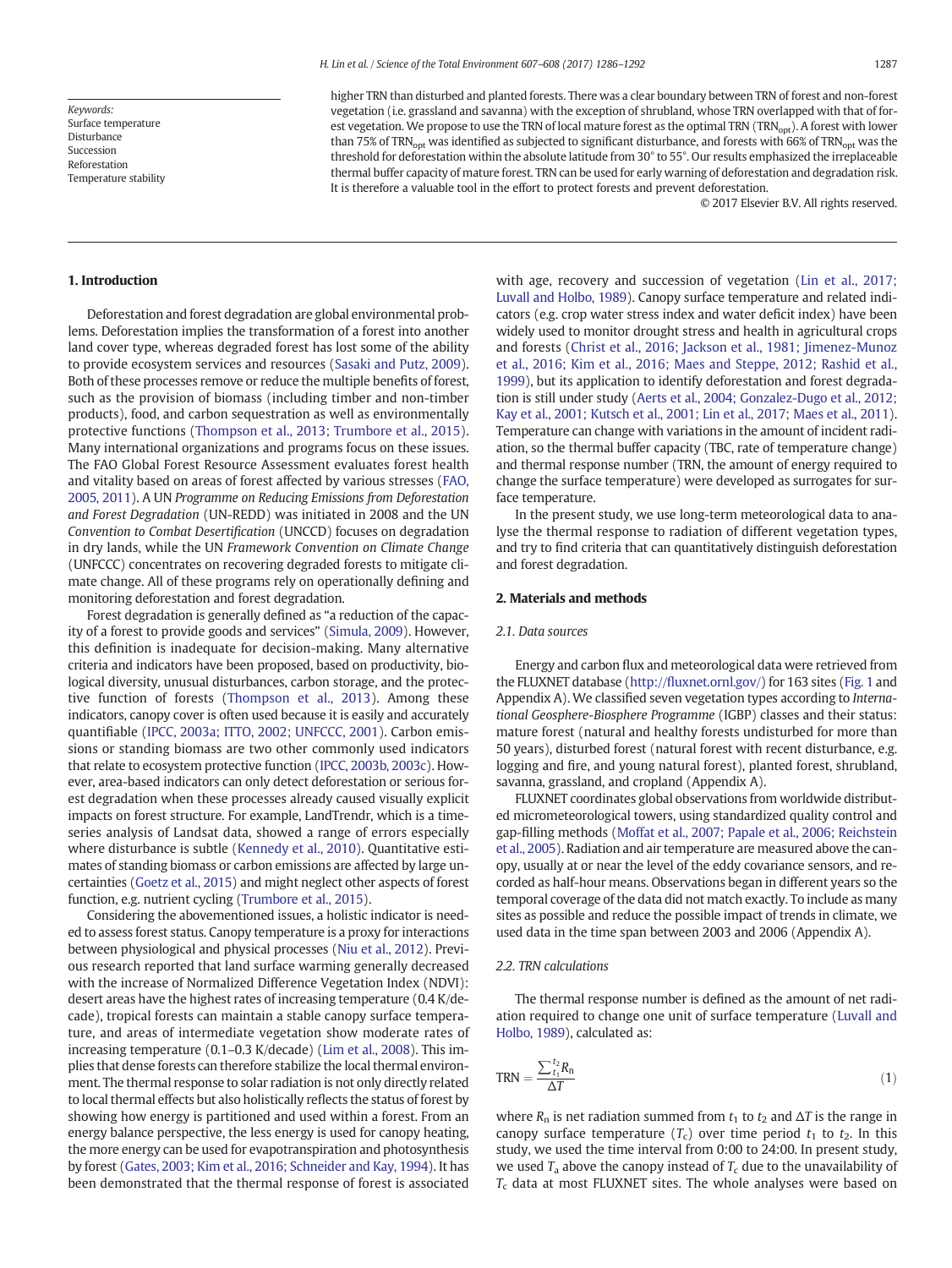**Keywords:**
Surface temperature
Disturbance
Succession
Reforestation
Temperature stability

higher TRN than disturbed and planted forests. There was a clear boundary between TRN of forest and non-forest vegetation (i.e. grassland and savanna) with the exception of shrubland, whose TRN overlapped with that of forest vegetation. We propose to use the TRN of local mature forest as the optimal TRN ($TRN_{opt}$). A forest with lower than 75% of $TRN_{opt}$ was identified as subjected to significant disturbance, and forests with 66% of $TRN_{opt}$ was the threshold for deforestation within the absolute latitude from 30° to 55°. Our results emphasized the irreplaceable thermal buffer capacity of mature forest. TRN can be used for early warning of deforestation and degradation risk. It is therefore a valuable tool in the effort to protect forests and prevent deforestation.

© 2017 Elsevier B.V. All rights reserved.

## 1. Introduction

Deforestation and forest degradation are global environmental problems. Deforestation implies the transformation of a forest into another land cover type, whereas degraded forest has lost some of the ability to provide ecosystem services and resources (Sasaki and Putz, 2009). Both of these processes remove or reduce the multiple benefits of forest, such as the provision of biomass (including timber and non-timber products), food, and carbon sequestration as well as environmentally protective functions (Thompson et al., 2013; Trumbore et al., 2015). Many international organizations and programs focus on these issues. The FAO Global Forest Resource Assessment evaluates forest health and vitality based on areas of forest affected by various stresses (FAO, 2005, 2011). A UN *Programme on Reducing Emissions from Deforestation and Forest Degradation* (UN-REDD) was initiated in 2008 and the UN *Convention to Combat Desertification* (UNCCD) focuses on degradation in dry lands, while the UN *Framework Convention on Climate Change* (UNFCCC) concentrates on recovering degraded forests to mitigate climate change. All of these programs rely on operationally defining and monitoring deforestation and forest degradation.

Forest degradation is generally defined as "a reduction of the capacity of a forest to provide goods and services" (Simula, 2009). However, this definition is inadequate for decision-making. Many alternative criteria and indicators have been proposed, based on productivity, biological diversity, unusual disturbances, carbon storage, and the protective function of forests (Thompson et al., 2013). Among these indicators, canopy cover is often used because it is easily and accurately quantifiable (IPCC, 2003a; ITTO, 2002; UNFCCC, 2001). Carbon emissions or standing biomass are two other commonly used indicators that relate to ecosystem protective function (IPCC, 2003b, 2003c). However, area-based indicators can only detect deforestation or serious forest degradation when these processes already caused visually explicit impacts on forest structure. For example, LandTrendr, which is a time-series analysis of Landsat data, showed a range of errors especially where disturbance is subtle (Kennedy et al., 2010). Quantitative estimates of standing biomass or carbon emissions are affected by large uncertainties (Goetz et al., 2015) and might neglect other aspects of forest function, e.g. nutrient cycling (Trumbore et al., 2015).

Considering the abovementioned issues, a holistic indicator is needed to assess forest status. Canopy temperature is a proxy for interactions between physiological and physical processes (Niu et al., 2012). Previous research reported that land surface warming generally decreased with the increase of Normalized Difference Vegetation Index (NDVI): desert areas have the highest rates of increasing temperature (0.4 K/decade), tropical forests can maintain a stable canopy surface temperature, and areas of intermediate vegetation show moderate rates of increasing temperature (0.1–0.3 K/decade) (Lim et al., 2008). This implies that dense forests can therefore stabilize the local thermal environment. The thermal response to solar radiation is not only directly related to local thermal effects but also holistically reflects the status of forest by showing how energy is partitioned and used within a forest. From an energy balance perspective, the less energy is used for canopy heating, the more energy can be used for evapotranspiration and photosynthesis by forest (Gates, 2003; Kim et al., 2016; Schneider and Kay, 1994). It has been demonstrated that the thermal response of forest is associated with age, recovery and succession of vegetation (Lin et al., 2017; Luvall and Holbo, 1989). Canopy surface temperature and related indicators (e.g. crop water stress index and water deficit index) have been widely used to monitor drought stress and health in agricultural crops and forests (Christ et al., 2016; Jackson et al., 1981; Jimenez-Munoz et al., 2016; Kim et al., 2016; Maes and Steppe, 2012; Rashid et al., 1999), but its application to identify deforestation and forest degradation is still under study (Aerts et al., 2004; Gonzalez-Dugo et al., 2012; Kay et al., 2001; Kutsch et al., 2001; Lin et al., 2017; Maes et al., 2011). Temperature can change with variations in the amount of incident radiation, so the thermal buffer capacity (TBC, rate of temperature change) and thermal response number (TRN, the amount of energy required to change the surface temperature) were developed as surrogates for surface temperature.

In the present study, we use long-term meteorological data to analyse the thermal response to radiation of different vegetation types, and try to find criteria that can quantitatively distinguish deforestation and forest degradation.

## 2. Materials and methods

### 2.1. Data sources

Energy and carbon flux and meteorological data were retrieved from the FLUXNET database (http://fluxnet.ornl.gov/) for 163 sites (Fig. 1 and Appendix A). We classified seven vegetation types according to *International Geosphere-Biosphere Programme* (IGBP) classes and their status: mature forest (natural and healthy forests undisturbed for more than 50 years), disturbed forest (natural forest with recent disturbance, e.g. logging and fire, and young natural forest), planted forest, shrubland, savanna, grassland, and cropland (Appendix A).

FLUXNET coordinates global observations from worldwide distributed micrometeorological towers, using standardized quality control and gap-filling methods (Moffat et al., 2007; Papale et al., 2006; Reichstein et al., 2005). Radiation and air temperature are measured above the canopy, usually at or near the level of the eddy covariance sensors, and recorded as half-hour means. Observations began in different years so the temporal coverage of the data did not match exactly. To include as many sites as possible and reduce the possible impact of trends in climate, we used data in the time span between 2003 and 2006 (Appendix A).

### 2.2. TRN calculations

The thermal response number is defined as the amount of net radiation required to change one unit of surface temperature (Luvall and Holbo, 1989), calculated as:

$$\mathrm{TRN} = \frac{\sum_{t_1}^{t_2} R_n}{\Delta T} \tag{1}$$

where $R_n$ is net radiation summed from $t_1$ to $t_2$ and $\Delta T$ is the range in canopy surface temperature ($T_c$) over time period $t_1$ to $t_2$. In this study, we used the time interval from 0:00 to 24:00. In present study, we used $T_a$ above the canopy instead of $T_c$ due to the unavailability of $T_c$ data at most FLUXNET sites. The whole analyses were based on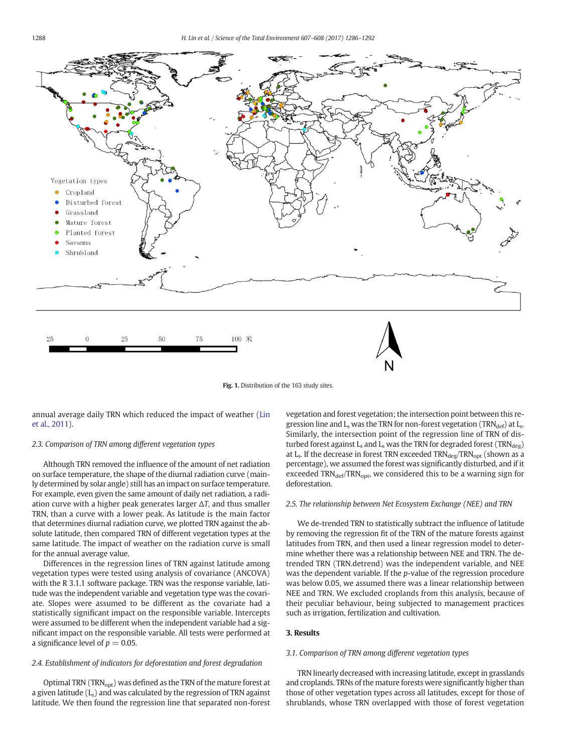Fig. 1. Distribution of the 163 study sites.

annual average daily TRN which reduced the impact of weather (Lin et al., 2011).

### 2.3. Comparison of TRN among different vegetation types

Although TRN removed the influence of the amount of net radiation on surface temperature, the shape of the diurnal radiation curve (mainly determined by solar angle) still has an impact on surface temperature. For example, even given the same amount of daily net radiation, a radiation curve with a higher peak generates larger $\Delta T$, and thus smaller TRN, than a curve with a lower peak. As latitude is the main factor that determines diurnal radiation curve, we plotted TRN against the absolute latitude, then compared TRN of different vegetation types at the same latitude. The impact of weather on the radiation curve is small for the annual average value.

Differences in the regression lines of TRN against latitude among vegetation types were tested using analysis of covariance (ANCOVA) with the R 3.1.1 software package. TRN was the response variable, latitude was the independent variable and vegetation type was the covariate. Slopes were assumed to be different as the covariate had a statistically significant impact on the responsible variable. Intercepts were assumed to be different when the independent variable had a significant impact on the responsible variable. All tests were performed at a significance level of $p = 0.05$.

### 2.4. Establishment of indicators for deforestation and forest degradation

Optimal TRN ($TRN_{opt}$) was defined as the TRN of the mature forest at a given latitude ($L_s$) and was calculated by the regression of TRN against latitude. We then found the regression line that separated non-forest vegetation and forest vegetation; the intersection point between this regression line and $L_s$ was the TRN for non-forest vegetation ($TRN_{def}$) at $L_s$. Similarly, the intersection point of the regression line of TRN of disturbed forest against $L_s$ and $L_s$ was the TRN for degraded forest ($TRN_{deg}$) at $L_s$. If the decrease in forest TRN exceeded $TRN_{deg}/TRN_{opt}$ (shown as a percentage), we assumed the forest was significantly disturbed, and if it exceeded $TRN_{def}/TRN_{opt}$, we considered this to be a warning sign for deforestation.

### 2.5. The relationship between Net Ecosystem Exchange (NEE) and TRN

We de-trended TRN to statistically subtract the influence of latitude by removing the regression fit of the TRN of the mature forests against latitudes from TRN, and then used a linear regression model to determine whether there was a relationship between NEE and TRN. The de-trended TRN (TRN.detrend) was the independent variable, and NEE was the dependent variable. If the $p$-value of the regression procedure was below 0.05, we assumed there was a linear relationship between NEE and TRN. We excluded croplands from this analysis, because of their peculiar behaviour, being subjected to management practices such as irrigation, fertilization and cultivation.

## 3. Results

### 3.1. Comparison of TRN among different vegetation types

TRN linearly decreased with increasing latitude, except in grasslands and croplands. TRNs of the mature forests were significantly higher than those of other vegetation types across all latitudes, except for those of shrublands, whose TRN overlapped with those of forest vegetation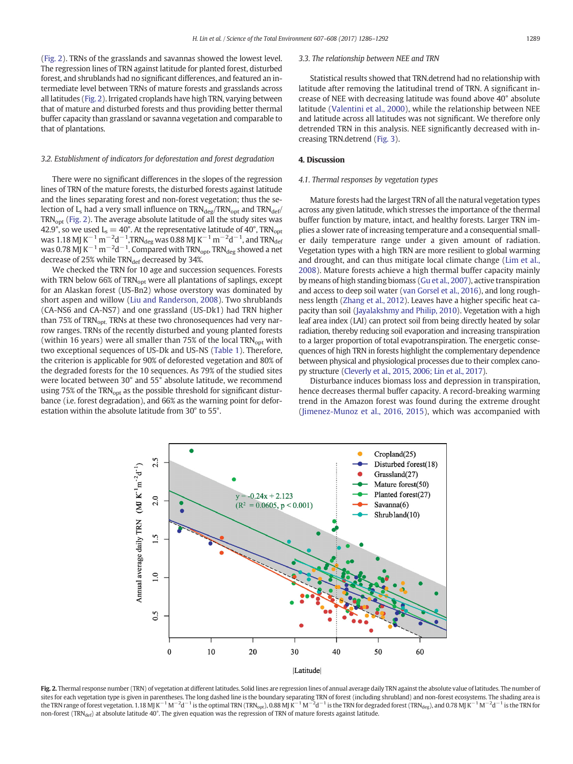(Fig. 2). TRNs of the grasslands and savannas showed the lowest level. The regression lines of TRN against latitude for planted forest, disturbed forest, and shrublands had no significant differences, and featured an intermediate level between TRNs of mature forests and grasslands across all latitudes (Fig. 2). Irrigated croplands have high TRN, varying between that of mature and disturbed forests and thus providing better thermal buffer capacity than grassland or savanna vegetation and comparable to that of plantations.

### 3.2. Establishment of indicators for deforestation and forest degradation

There were no significant differences in the slopes of the regression lines of TRN of the mature forests, the disturbed forests against latitude and the lines separating forest and non-forest vegetation; thus the selection of $L_s$ had a very small influence on $TRN_{deg}/TRN_{opt}$ and $TRN_{def}/TRN_{opt}$ (Fig. 2). The average absolute latitude of all the study sites was 42.9°, so we used $L_s = 40°$. At the representative latitude of 40°, $TRN_{opt}$ was 1.18 MJ $K^{-1}$ $m^{-2}d^{-1}$, $TRN_{deg}$ was 0.88 MJ $K^{-1}$ $m^{-2}d^{-1}$, and $TRN_{def}$ was 0.78 MJ $K^{-1}$ $m^{-2}d^{-1}$. Compared with $TRN_{opt}$, $TRN_{deg}$ showed a net decrease of 25% while $TRN_{def}$ decreased by 34%.

We checked the TRN for 10 age and succession sequences. Forests with TRN below 66% of $TRN_{opt}$ were all plantations of saplings, except for an Alaskan forest (US-Bn2) whose overstory was dominated by short aspen and willow (Liu and Randerson, 2008). Two shrublands (CA-NS6 and CA-NS7) and one grassland (US-Dk1) had TRN higher than 75% of $TRN_{opt}$. TRNs at these two chronosequences had very narrow ranges. TRNs of the recently disturbed and young planted forests (within 16 years) were all smaller than 75% of the local $TRN_{opt}$ with two exceptional sequences of US-Dk and US-NS (Table 1). Therefore, the criterion is applicable for 90% of deforested vegetation and 80% of the degraded forests for the 10 sequences. As 79% of the studied sites were located between 30° and 55° absolute latitude, we recommend using 75% of the $TRN_{opt}$ as the possible threshold for significant disturbance (i.e. forest degradation), and 66% as the warning point for deforestation within the absolute latitude from 30° to 55°.

### 3.3. The relationship between NEE and TRN

Statistical results showed that TRN.detrend had no relationship with latitude after removing the latitudinal trend of TRN. A significant increase of NEE with decreasing latitude was found above 40° absolute latitude (Valentini et al., 2000), while the relationship between NEE and latitude across all latitudes was not significant. We therefore only detrended TRN in this analysis. NEE significantly decreased with increasing TRN.detrend (Fig. 3).

## 4. Discussion

### 4.1. Thermal responses by vegetation types

Mature forests had the largest TRN of all the natural vegetation types across any given latitude, which stresses the importance of the thermal buffer function by mature, intact, and healthy forests. Larger TRN implies a slower rate of increasing temperature and a consequential smaller daily temperature range under a given amount of radiation. Vegetation types with a high TRN are more resilient to global warming and drought, and can thus mitigate local climate change (Lim et al., 2008). Mature forests achieve a high thermal buffer capacity mainly by means of high standing biomass (Gu et al., 2007), active transpiration and access to deep soil water (van Gorsel et al., 2016), and long roughness length (Zhang et al., 2012). Leaves have a higher specific heat capacity than soil (Jayalakshmy and Philip, 2010). Vegetation with a high leaf area index (LAI) can protect soil from being directly heated by solar radiation, thereby reducing soil evaporation and increasing transpiration to a larger proportion of total evapotranspiration. The energetic consequences of high TRN in forests highlight the complementary dependence between physical and physiological processes due to their complex canopy structure (Cleverly et al., 2015, 2006; Lin et al., 2017).

Disturbance induces biomass loss and depression in transpiration, hence decreases thermal buffer capacity. A record-breaking warming trend in the Amazon forest was found during the extreme drought (Jimenez-Munoz et al., 2016, 2015), which was accompanied with

**Fig. 2.** Thermal response number (TRN) of vegetation at different latitudes. Solid lines are regression lines of annual average daily TRN against the absolute value of latitudes. The number of sites for each vegetation type is given in parentheses. The long dashed line is the boundary separating TRN of forest (including shrubland) and non-forest ecosystems. The shading area is the TRN range of forest vegetation. 1.18 MJ $K^{-1}$ $M^{-2}d^{-1}$ is the optimal TRN ($TRN_{opt}$), 0.88 MJ $K^{-1}$ $M^{-2}d^{-1}$ is the TRN for degraded forest ($TRN_{deg}$), and 0.78 MJ $K^{-1}$ $M^{-2}d^{-1}$ is the TRN for non-forest ($TRN_{def}$) at absolute latitude 40°. The given equation was the regression of TRN of mature forests against latitude.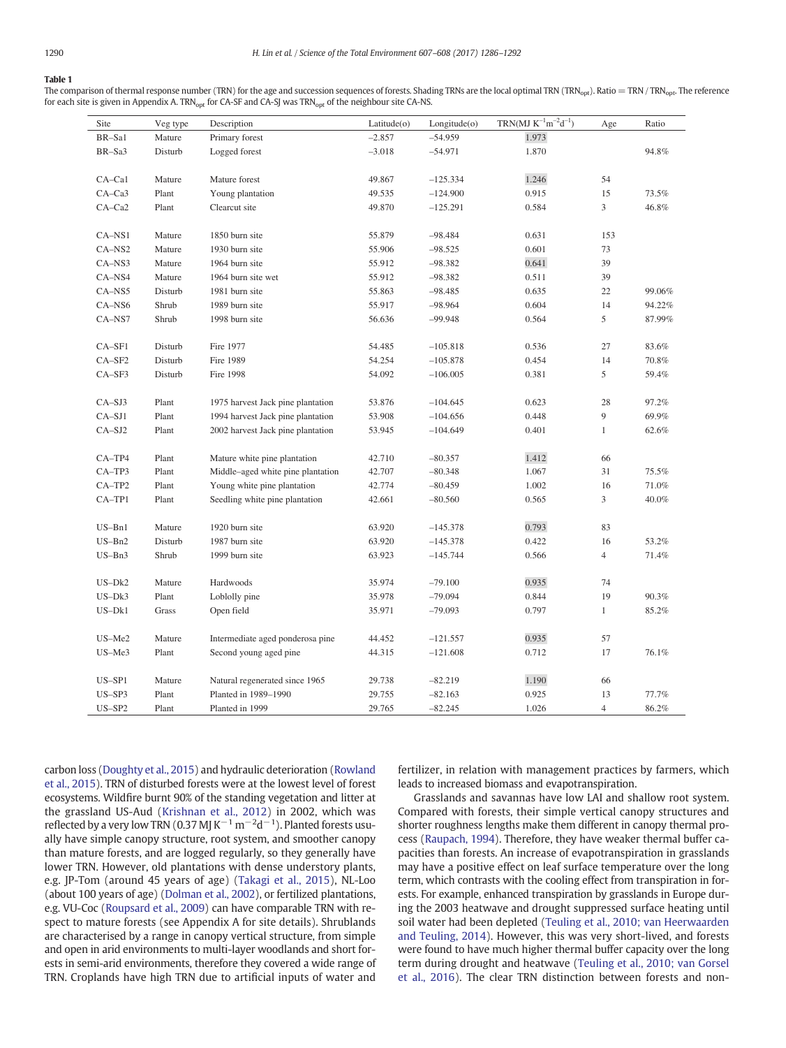**Table 1**

The comparison of thermal response number (TRN) for the age and succession sequences of forests. Shading TRNs are the local optimal TRN ($TRN_{opt}$). Ratio = TRN / $TRN_{opt}$. The reference for each site is given in Appendix A. $TRN_{opt}$ for CA-SF and CA-SJ was $TRN_{opt}$ of the neighbour site CA-NS.

| Site | Veg type | Description | Latitude(o) | Longitude(o) | TRN($MJ\ K^{-1}m^{-2}d^{-1}$) | Age | Ratio |
|---|---|---|---|---|---|---|---|
| BR–Sa1 | Mature | Primary forest | −2.857 | −54.959 | 1.973 | | |
| BR–Sa3 | Disturb | Logged forest | −3.018 | −54.971 | 1.870 | | 94.8% |
| | | | | | | | |
| CA–Ca1 | Mature | Mature forest | 49.867 | −125.334 | 1.246 | 54 | |
| CA–Ca3 | Plant | Young plantation | 49.535 | −124.900 | 0.915 | 15 | 73.5% |
| CA–Ca2 | Plant | Clearcut site | 49.870 | −125.291 | 0.584 | 3 | 46.8% |
| | | | | | | | |
| CA–NS1 | Mature | 1850 burn site | 55.879 | −98.484 | 0.631 | 153 | |
| CA–NS2 | Mature | 1930 burn site | 55.906 | −98.525 | 0.601 | 73 | |
| CA–NS3 | Mature | 1964 burn site | 55.912 | −98.382 | 0.641 | 39 | |
| CA–NS4 | Mature | 1964 burn site wet | 55.912 | −98.382 | 0.511 | 39 | |
| CA–NS5 | Disturb | 1981 burn site | 55.863 | −98.485 | 0.635 | 22 | 99.06% |
| CA–NS6 | Shrub | 1989 burn site | 55.917 | −98.964 | 0.604 | 14 | 94.22% |
| CA–NS7 | Shrub | 1998 burn site | 56.636 | −99.948 | 0.564 | 5 | 87.99% |
| | | | | | | | |
| CA–SF1 | Disturb | Fire 1977 | 54.485 | −105.818 | 0.536 | 27 | 83.6% |
| CA–SF2 | Disturb | Fire 1989 | 54.254 | −105.878 | 0.454 | 14 | 70.8% |
| CA–SF3 | Disturb | Fire 1998 | 54.092 | −106.005 | 0.381 | 5 | 59.4% |
| | | | | | | | |
| CA–SJ3 | Plant | 1975 harvest Jack pine plantation | 53.876 | −104.645 | 0.623 | 28 | 97.2% |
| CA–SJ1 | Plant | 1994 harvest Jack pine plantation | 53.908 | −104.656 | 0.448 | 9 | 69.9% |
| CA–SJ2 | Plant | 2002 harvest Jack pine plantation | 53.945 | −104.649 | 0.401 | 1 | 62.6% |
| | | | | | | | |
| CA–TP4 | Plant | Mature white pine plantation | 42.710 | −80.357 | 1.412 | 66 | |
| CA–TP3 | Plant | Middle–aged white pine plantation | 42.707 | −80.348 | 1.067 | 31 | 75.5% |
| CA–TP2 | Plant | Young white pine plantation | 42.774 | −80.459 | 1.002 | 16 | 71.0% |
| CA–TP1 | Plant | Seedling white pine plantation | 42.661 | −80.560 | 0.565 | 3 | 40.0% |
| | | | | | | | |
| US–Bn1 | Mature | 1920 burn site | 63.920 | −145.378 | 0.793 | 83 | |
| US–Bn2 | Disturb | 1987 burn site | 63.920 | −145.378 | 0.422 | 16 | 53.2% |
| US–Bn3 | Shrub | 1999 burn site | 63.923 | −145.744 | 0.566 | 4 | 71.4% |
| | | | | | | | |
| US–Dk2 | Mature | Hardwoods | 35.974 | −79.100 | 0.935 | 74 | |
| US–Dk3 | Plant | Loblolly pine | 35.978 | −79.094 | 0.844 | 19 | 90.3% |
| US–Dk1 | Grass | Open field | 35.971 | −79.093 | 0.797 | 1 | 85.2% |
| | | | | | | | |
| US–Me2 | Mature | Intermediate aged ponderosa pine | 44.452 | −121.557 | 0.935 | 57 | |
| US–Me3 | Plant | Second young aged pine | 44.315 | −121.608 | 0.712 | 17 | 76.1% |
| | | | | | | | |
| US–SP1 | Mature | Natural regenerated since 1965 | 29.738 | −82.219 | 1.190 | 66 | |
| US–SP3 | Plant | Planted in 1989–1990 | 29.755 | −82.163 | 0.925 | 13 | 77.7% |
| US–SP2 | Plant | Planted in 1999 | 29.765 | −82.245 | 1.026 | 4 | 86.2% |

carbon loss (Doughty et al., 2015) and hydraulic deterioration (Rowland et al., 2015). TRN of disturbed forests were at the lowest level of forest ecosystems. Wildfire burnt 90% of the standing vegetation and litter at the grassland US-Aud (Krishnan et al., 2012) in 2002, which was reflected by a very low TRN (0.37 $MJ\,K^{-1}\,m^{-2}d^{-1}$). Planted forests usually have simple canopy structure, root system, and smoother canopy than mature forests, and are logged regularly, so they generally have lower TRN. However, old plantations with dense understory plants, e.g. JP-Tom (around 45 years of age) (Takagi et al., 2015), NL-Loo (about 100 years of age) (Dolman et al., 2002), or fertilized plantations, e.g. VU-Coc (Roupsard et al., 2009) can have comparable TRN with respect to mature forests (see Appendix A for site details). Shrublands are characterised by a range in canopy vertical structure, from simple and open in arid environments to multi-layer woodlands and short forests in semi-arid environments, therefore they covered a wide range of TRN. Croplands have high TRN due to artificial inputs of water and fertilizer, in relation with management practices by farmers, which leads to increased biomass and evapotranspiration.

Grasslands and savannas have low LAI and shallow root system. Compared with forests, their simple vertical canopy structures and shorter roughness lengths make them different in canopy thermal process (Raupach, 1994). Therefore, they have weaker thermal buffer capacities than forests. An increase of evapotranspiration in grasslands may have a positive effect on leaf surface temperature over the long term, which contrasts with the cooling effect from transpiration in forests. For example, enhanced transpiration by grasslands in Europe during the 2003 heatwave and drought suppressed surface heating until soil water had been depleted (Teuling et al., 2010; van Heerwaarden and Teuling, 2014). However, this was very short-lived, and forests were found to have much higher thermal buffer capacity over the long term during drought and heatwave (Teuling et al., 2010; van Gorsel et al., 2016). The clear TRN distinction between forests and non-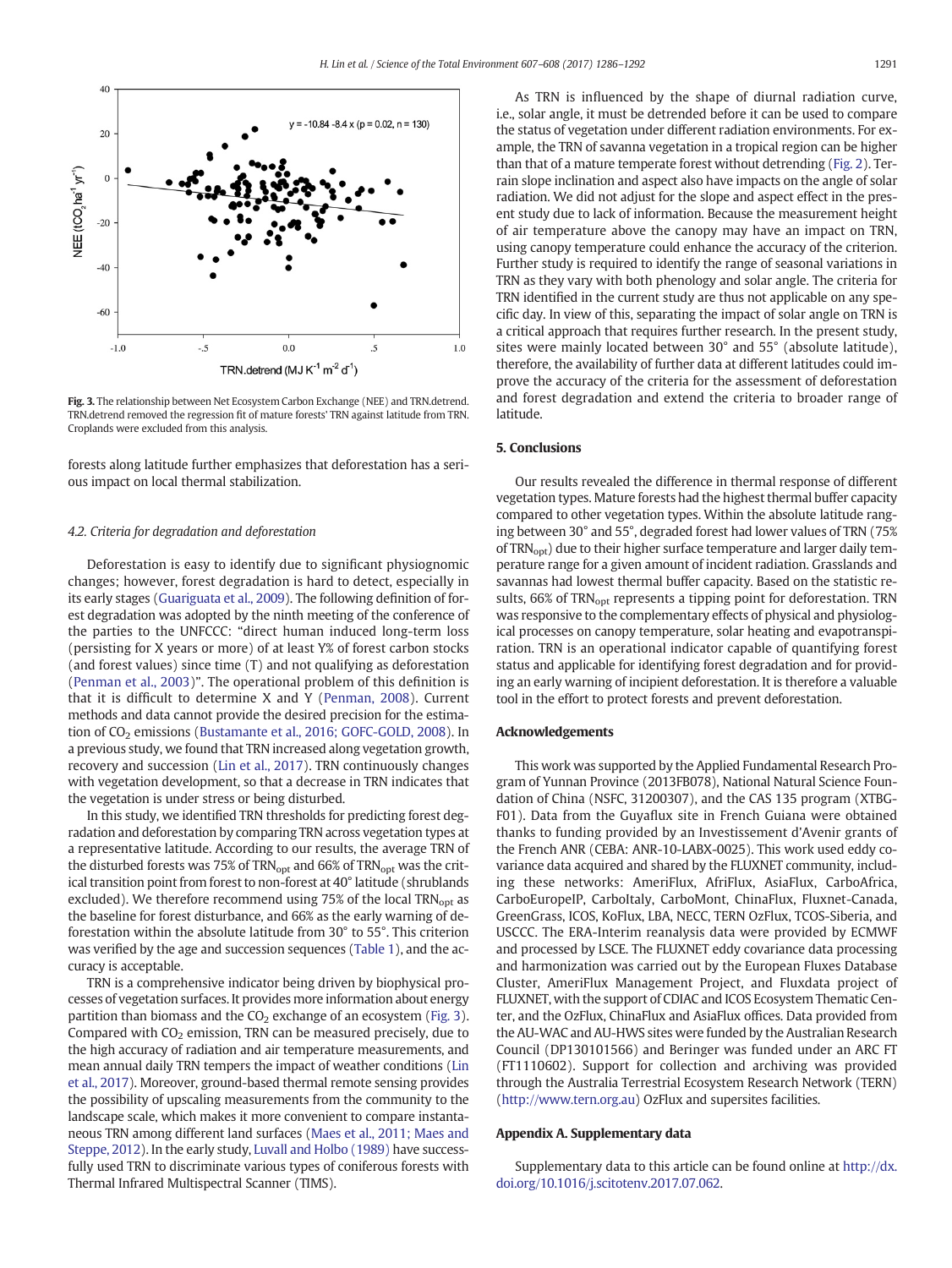**Fig. 3.** The relationship between Net Ecosystem Carbon Exchange (NEE) and TRN.detrend. TRN.detrend removed the regression fit of mature forests' TRN against latitude from TRN. Croplands were excluded from this analysis.

forests along latitude further emphasizes that deforestation has a serious impact on local thermal stabilization.

### 4.2. Criteria for degradation and deforestation

Deforestation is easy to identify due to significant physiognomic changes; however, forest degradation is hard to detect, especially in its early stages (Guariguata et al., 2009). The following definition of forest degradation was adopted by the ninth meeting of the conference of the parties to the UNFCCC: "direct human induced long-term loss (persisting for X years or more) of at least Y% of forest carbon stocks (and forest values) since time (T) and not qualifying as deforestation (Penman et al., 2003)". The operational problem of this definition is that it is difficult to determine X and Y (Penman, 2008). Current methods and data cannot provide the desired precision for the estimation of $CO_2$ emissions (Bustamante et al., 2016; GOFC-GOLD, 2008). In a previous study, we found that TRN increased along vegetation growth, recovery and succession (Lin et al., 2017). TRN continuously changes with vegetation development, so that a decrease in TRN indicates that the vegetation is under stress or being disturbed.

In this study, we identified TRN thresholds for predicting forest degradation and deforestation by comparing TRN across vegetation types at a representative latitude. According to our results, the average TRN of the disturbed forests was 75% of $TRN_{opt}$ and 66% of $TRN_{opt}$ was the critical transition point from forest to non-forest at 40° latitude (shrublands excluded). We therefore recommend using 75% of the local $TRN_{opt}$ as the baseline for forest disturbance, and 66% as the early warning of deforestation within the absolute latitude from 30° to 55°. This criterion was verified by the age and succession sequences (Table 1), and the accuracy is acceptable.

TRN is a comprehensive indicator being driven by biophysical processes of vegetation surfaces. It provides more information about energy partition than biomass and the $CO_2$ exchange of an ecosystem (Fig. 3). Compared with $CO_2$ emission, TRN can be measured precisely, due to the high accuracy of radiation and air temperature measurements, and mean annual daily TRN tempers the impact of weather conditions (Lin et al., 2017). Moreover, ground-based thermal remote sensing provides the possibility of upscaling measurements from the community to the landscape scale, which makes it more convenient to compare instantaneous TRN among different land surfaces (Maes et al., 2011; Maes and Steppe, 2012). In the early study, Luvall and Holbo (1989) have successfully used TRN to discriminate various types of coniferous forests with Thermal Infrared Multispectral Scanner (TIMS).

As TRN is influenced by the shape of diurnal radiation curve, i.e., solar angle, it must be detrended before it can be used to compare the status of vegetation under different radiation environments. For example, the TRN of savanna vegetation in a tropical region can be higher than that of a mature temperate forest without detrending (Fig. 2). Terrain slope inclination and aspect also have impacts on the angle of solar radiation. We did not adjust for the slope and aspect effect in the present study due to lack of information. Because the measurement height of air temperature above the canopy may have an impact on TRN, using canopy temperature could enhance the accuracy of the criterion. Further study is required to identify the range of seasonal variations in TRN as they vary with both phenology and solar angle. The criteria for TRN identified in the current study are thus not applicable on any specific day. In view of this, separating the impact of solar angle on TRN is a critical approach that requires further research. In the present study, sites were mainly located between 30° and 55° (absolute latitude), therefore, the availability of further data at different latitudes could improve the accuracy of the criteria for the assessment of deforestation and forest degradation and extend the criteria to broader range of latitude.

## 5. Conclusions

Our results revealed the difference in thermal response of different vegetation types. Mature forests had the highest thermal buffer capacity compared to other vegetation types. Within the absolute latitude ranging between 30° and 55°, degraded forest had lower values of TRN (75% of $TRN_{opt}$) due to their higher surface temperature and larger daily temperature range for a given amount of incident radiation. Grasslands and savannas had lowest thermal buffer capacity. Based on the statistic results, 66% of $TRN_{opt}$ represents a tipping point for deforestation. TRN was responsive to the complementary effects of physical and physiological processes on canopy temperature, solar heating and evapotranspiration. TRN is an operational indicator capable of quantifying forest status and applicable for identifying forest degradation and for providing an early warning of incipient deforestation. It is therefore a valuable tool in the effort to protect forests and prevent deforestation.

## Acknowledgements

This work was supported by the Applied Fundamental Research Program of Yunnan Province (2013FB078), National Natural Science Foundation of China (NSFC, 31200307), and the CAS 135 program (XTBG-F01). Data from the Guyaflux site in French Guiana were obtained thanks to funding provided by an Investissement d'Avenir grants of the French ANR (CEBA: ANR-10-LABX-0025). This work used eddy covariance data acquired and shared by the FLUXNET community, including these networks: AmeriFlux, AfriFlux, AsiaFlux, CarboAfrica, CarboEuropeIP, CarboItaly, CarboMont, ChinaFlux, Fluxnet-Canada, GreenGrass, ICOS, KoFlux, LBA, NECC, TERN OzFlux, TCOS-Siberia, and USCCC. The ERA-Interim reanalysis data were provided by ECMWF and processed by LSCE. The FLUXNET eddy covariance data processing and harmonization was carried out by the European Fluxes Database Cluster, AmeriFlux Management Project, and Fluxdata project of FLUXNET, with the support of CDIAC and ICOS Ecosystem Thematic Center, and the OzFlux, ChinaFlux and AsiaFlux offices. Data provided from the AU-WAC and AU-HWS sites were funded by the Australian Research Council (DP130101566) and Beringer was funded under an ARC FT (FT1110602). Support for collection and archiving was provided through the Australia Terrestrial Ecosystem Research Network (TERN) (http://www.tern.org.au) OzFlux and supersites facilities.

## Appendix A. Supplementary data

Supplementary data to this article can be found online at http://dx.doi.org/10.1016/j.scitotenv.2017.07.062.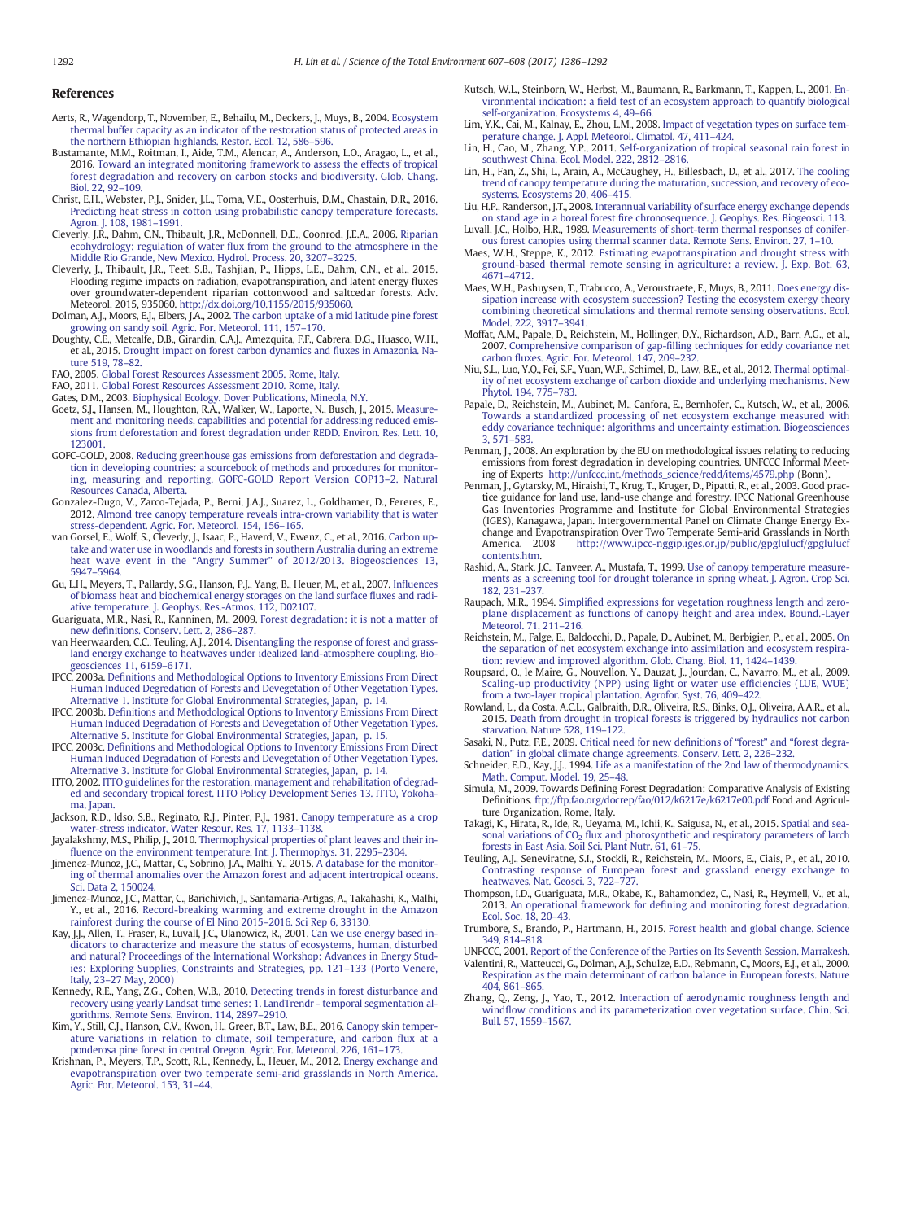## References

Aerts, R., Wagendorp, T., November, E., Behailu, M., Deckers, J., Muys, B., 2004. Ecosystem thermal buffer capacity as an indicator of the restoration status of protected areas in the northern Ethiopian highlands. Restor. Ecol. 12, 586–596.

Bustamante, M.M., Roitman, I., Aide, T.M., Alencar, A., Anderson, L.O., Aragao, L., et al., 2016. Toward an integrated monitoring framework to assess the effects of tropical forest degradation and recovery on carbon stocks and biodiversity. Glob. Chang. Biol. 22, 92–109.

Christ, E.H., Webster, P.J., Snider, J.L., Toma, V.E., Oosterhuis, D.M., Chastain, D.R., 2016. Predicting heat stress in cotton using probabilistic canopy temperature forecasts. Agron. J. 108, 1981–1991.

Cleverly, J.R., Dahm, C.N., Thibault, J.R., McDonnell, D.E., Coonrod, J.E.A., 2006. Riparian ecohydrology: regulation of water flux from the ground to the atmosphere in the Middle Rio Grande, New Mexico. Hydrol. Process. 20, 3207–3225.

Cleverly, J., Thibault, J.R., Teet, S.B., Tashjian, P., Hipps, L.E., Dahm, C.N., et al., 2015. Flooding regime impacts on radiation, evapotranspiration, and latent energy fluxes over groundwater-dependent riparian cottonwood and saltcedar forests. Adv. Meteorol. 2015, 935060. http://dx.doi.org/10.1155/2015/935060.

Dolman, A.J., Moors, E.J., Elbers, J.A., 2002. The carbon uptake of a mid latitude pine forest growing on sandy soil. Agric. For. Meteorol. 111, 157–170.

Doughty, C.E., Metcalfe, D.B., Girardin, C.A.J., Amezquita, F.F., Cabrera, D.G., Huasco, W.H., et al., 2015. Drought impact on forest carbon dynamics and fluxes in Amazonia. Nature 519, 78–82.

FAO, 2005. Global Forest Resources Assessment 2005. Rome, Italy.

FAO, 2011. Global Forest Resources Assessment 2010. Rome, Italy.

Gates, D.M., 2003. Biophysical Ecology. Dover Publications, Mineola, N.Y.

Goetz, S.J., Hansen, M., Houghton, R.A., Walker, W., Laporte, N., Busch, J., 2015. Measurement and monitoring needs, capabilities and potential for addressing reduced emissions from deforestation and forest degradation under REDD. Environ. Res. Lett. 10, 123001.

GOFC-GOLD, 2008. Reducing greenhouse gas emissions from deforestation and degradation in developing countries: a sourcebook of methods and procedures for monitoring, measuring and reporting. GOFC-GOLD Report Version COP13–2. Natural Resources Canada, Alberta.

Gonzalez-Dugo, V., Zarco-Tejada, P., Berni, J.A.J., Suarez, L., Goldhamer, D., Fereres, E., 2012. Almond tree canopy temperature reveals intra-crown variability that is water stress-dependent. Agric. For. Meteorol. 154, 156–165.

van Gorsel, E., Wolf, S., Cleverly, J., Isaac, P., Haverd, V., Ewenz, C., et al., 2016. Carbon uptake and water use in woodlands and forests in southern Australia during an extreme heat wave event in the "Angry Summer" of 2012/2013. Biogeosciences 13, 5947–5964.

Gu, L.H., Meyers, T., Pallardy, S.G., Hanson, P.J., Yang, B., Heuer, M., et al., 2007. Influences of biomass heat and biochemical energy storages on the land surface fluxes and radiative temperature. J. Geophys. Res.-Atmos. 112, D02107.

Guariguata, M.R., Nasi, R., Kanninen, M., 2009. Forest degradation: it is not a matter of new definitions. Conserv. Lett. 2, 286–287.

van Heerwaarden, C.C., Teuling, A.J., 2014. Disentangling the response of forest and grassland energy exchange to heatwaves under idealized land-atmosphere coupling. Biogeosciences 11, 6159–6171.

IPCC, 2003a. Definitions and Methodological Options to Inventory Emissions From Direct Human Induced Degradation of Forests and Devegetation of Other Vegetation Types. Alternative 1. Institute for Global Environmental Strategies, Japan, p. 14.

IPCC, 2003b. Definitions and Methodological Options to Inventory Emissions From Direct Human Induced Degradation of Forests and Devegetation of Other Vegetation Types. Alternative 5. Institute for Global Environmental Strategies, Japan, p. 15.

IPCC, 2003c. Definitions and Methodological Options to Inventory Emissions From Direct Human Induced Degradation of Forests and Devegetation of Other Vegetation Types. Alternative 3. Institute for Global Environmental Strategies, Japan, p. 14.

ITTO, 2002. ITTO guidelines for the restoration, management and rehabilitation of degraded and secondary tropical forest. ITTO Policy Development Series 13. ITTO, Yokohama, Japan.

Jackson, R.D., Idso, S.B., Reginato, R.J., Pinter, P.J., 1981. Canopy temperature as a crop water-stress indicator. Water Resour. Res. 17, 1133–1138.

Jayalakshmy, M.S., Philip, J., 2010. Thermophysical properties of plant leaves and their influence on the environment temperature. Int. J. Thermophys. 31, 2295–2304.

Jimenez-Munoz, J.C., Mattar, C., Sobrino, J.A., Malhi, Y., 2015. A database for the monitoring of thermal anomalies over the Amazon forest and adjacent intertropical oceans. Sci. Data 2, 150024.

Jimenez-Munoz, J.C., Mattar, C., Barichivich, J., Santamaria-Artigas, A., Takahashi, K., Malhi, Y., et al., 2016. Record-breaking warming and extreme drought in the Amazon rainforest during the course of El Nino 2015–2016. Sci Rep 6, 33130.

Kay, J.J., Allen, T., Fraser, R., Luvall, J.C., Ulanowicz, R., 2001. Can we use energy based indicators to characterize and measure the status of ecosystems, human, disturbed and natural? Proceedings of the International Workshop: Advances in Energy Studies: Exploring Supplies, Constraints and Strategies, pp. 121–133 (Porto Venere, Italy, 23–27 May, 2000)

Kennedy, R.E., Yang, Z.G., Cohen, W.B., 2010. Detecting trends in forest disturbance and recovery using yearly Landsat time series: 1. LandTrendr - temporal segmentation algorithms. Remote Sens. Environ. 114, 2897–2910.

Kim, Y., Still, C.J., Hanson, C.V., Kwon, H., Greer, B.T., Law, B.E., 2016. Canopy skin temperature variations in relation to climate, soil temperature, and carbon flux at a ponderosa pine forest in central Oregon. Agric. For. Meteorol. 226, 161–173.

Krishnan, P., Meyers, T.P., Scott, R.L., Kennedy, L., Heuer, M., 2012. Energy exchange and evapotranspiration over two temperate semi-arid grasslands in North America. Agric. For. Meteorol. 153, 31–44.

Kutsch, W.L., Steinborn, W., Herbst, M., Baumann, R., Barkmann, T., Kappen, L., 2001. Environmental indication: a field test of an ecosystem approach to quantify biological self-organization. Ecosystems 4, 49–66.

Lim, Y.K., Cai, M., Kalnay, E., Zhou, L.M., 2008. Impact of vegetation types on surface temperature change. J. Appl. Meteorol. Climatol. 47, 411–424.

Lin, H., Cao, M., Zhang, Y.P., 2011. Self-organization of tropical seasonal rain forest in southwest China. Ecol. Model. 222, 2812–2816.

Lin, H., Fan, Z., Shi, L., Arain, A., McCaughey, H., Billesbach, D., et al., 2017. The cooling trend of canopy temperature during the maturation, succession, and recovery of ecosystems. Ecosystems 20, 406–415.

Liu, H.P., Randerson, J.T., 2008. Interannual variability of surface energy exchange depends on stand age in a boreal forest fire chronosequence. J. Geophys. Res. Biogeosci. 113.

Luvall, J.C., Holbo, H.R., 1989. Measurements of short-term thermal responses of coniferous forest canopies using thermal scanner data. Remote Sens. Environ. 27, 1–10.

Maes, W.H., Steppe, K., 2012. Estimating evapotranspiration and drought stress with ground-based thermal remote sensing in agriculture: a review. J. Exp. Bot. 63, 4671–4712.

Maes, W.H., Pashuysen, T., Trabucco, A., Veroustraete, F., Muys, B., 2011. Does energy dissipation increase with ecosystem succession? Testing the ecosystem exergy theory combining theoretical simulations and thermal remote sensing observations. Ecol. Model. 222, 3917–3941.

Moffat, A.M., Papale, D., Reichstein, M., Hollinger, D.Y., Richardson, A.D., Barr, A.G., et al., 2007. Comprehensive comparison of gap-filling techniques for eddy covariance net carbon fluxes. Agric. For. Meteorol. 147, 209–232.

Niu, S.L., Luo, Y.Q., Fei, S.F., Yuan, W.P., Schimel, D., Law, B.E., et al., 2012. Thermal optimality of net ecosystem exchange of carbon dioxide and underlying mechanisms. New Phytol. 194, 775–783.

Papale, D., Reichstein, M., Aubinet, M., Canfora, E., Bernhofer, C., Kutsch, W., et al., 2006. Towards a standardized processing of net ecosystem exchange measured with eddy covariance technique: algorithms and uncertainty estimation. Biogeosciences 3, 571–583.

Penman, J., 2008. An exploration by the EU on methodological issues relating to reducing emissions from forest degradation in developing countries. UNFCCC Informal Meeting of Experts http://unfccc.int./methods_science/redd/items/4579.php (Bonn).

Penman, J., Gytarsky, M., Hiraishi, T., Krug, T., Kruger, D., Pipatti, R., et al., 2003. Good practice guidance for land use, land-use change and forestry. IPCC National Greenhouse Gas Inventories Programme and Institute for Global Environmental Strategies (IGES), Kanagawa, Japan. Intergovernmental Panel on Climate Change Energy Exchange and Evapotranspiration Over Two Temperate Semi-arid Grasslands in North America. 2008 http://www.ipcc-nggip.iges.or.jp/public/gpglulucf/gpglulucf contents.htm.

Rashid, A., Stark, J.C., Tanveer, A., Mustafa, T., 1999. Use of canopy temperature measurements as a screening tool for drought tolerance in spring wheat. J. Agron. Crop Sci. 182, 231–237.

Raupach, M.R., 1994. Simplified expressions for vegetation roughness length and zero-plane displacement as functions of canopy height and area index. Bound.-Layer Meteorol. 71, 211–216.

Reichstein, M., Falge, E., Baldocchi, D., Papale, D., Aubinet, M., Berbigier, P., et al., 2005. On the separation of net ecosystem exchange into assimilation and ecosystem respiration: review and improved algorithm. Glob. Chang. Biol. 11, 1424–1439.

Roupsard, O., le Maire, G., Nouvellon, Y., Dauzat, J., Jourdan, C., Navarro, M., et al., 2009. Scaling-up productivity (NPP) using light or water use efficiencies (LUE, WUE) from a two-layer tropical plantation. Agrofor. Syst. 76, 409–422.

Rowland, L., da Costa, A.C.L., Galbraith, D.R., Oliveira, R.S., Binks, O.J., Oliveira, A.A.R., et al., 2015. Death from drought in tropical forests is triggered by hydraulics not carbon starvation. Nature 528, 119–122.

Sasaki, N., Putz, F.E., 2009. Critical need for new definitions of "forest" and "forest degradation" in global climate change agreements. Conserv. Lett. 2, 226–232.

Schneider, E.D., Kay, J.J., 1994. Life as a manifestation of the 2nd law of thermodynamics. Math. Comput. Model. 19, 25–48.

Simula, M., 2009. Towards Defining Forest Degradation: Comparative Analysis of Existing Definitions. ftp://ftp.fao.org/docrep/fao/012/k6217e/k6217e00.pdf Food and Agriculture Organization, Rome, Italy.

Takagi, K., Hirata, R., Ide, R., Ueyama, M., Ichii, K., Saigusa, N., et al., 2015. Spatial and seasonal variations of $CO_2$ flux and photosynthetic and respiratory parameters of larch forests in East Asia. Soil Sci. Plant Nutr. 61, 61–75.

Teuling, A.J., Seneviratne, S.I., Stockli, R., Reichstein, M., Moors, E., Ciais, P., et al., 2010. Contrasting response of European forest and grassland energy exchange to heatwaves. Nat. Geosci. 3, 722–727.

Thompson, I.D., Guariguata, M.R., Okabe, K., Bahamondez, C., Nasi, R., Heymell, V., et al., 2013. An operational framework for defining and monitoring forest degradation. Ecol. Soc. 18, 20–43.

Trumbore, S., Brando, P., Hartmann, H., 2015. Forest health and global change. Science 349, 814–818.

UNFCCC, 2001. Report of the Conference of the Parties on Its Seventh Session. Marrakesh.

Valentini, R., Matteucci, G., Dolman, A.J., Schulze, E.D., Rebmann, C., Moors, E.J., et al., 2000. Respiration as the main determinant of carbon balance in European forests. Nature 404, 861–865.

Zhang, Q., Zeng, J., Yao, T., 2012. Interaction of aerodynamic roughness length and windflow conditions and its parameterization over vegetation surface. Chin. Sci. Bull. 57, 1559–1567.